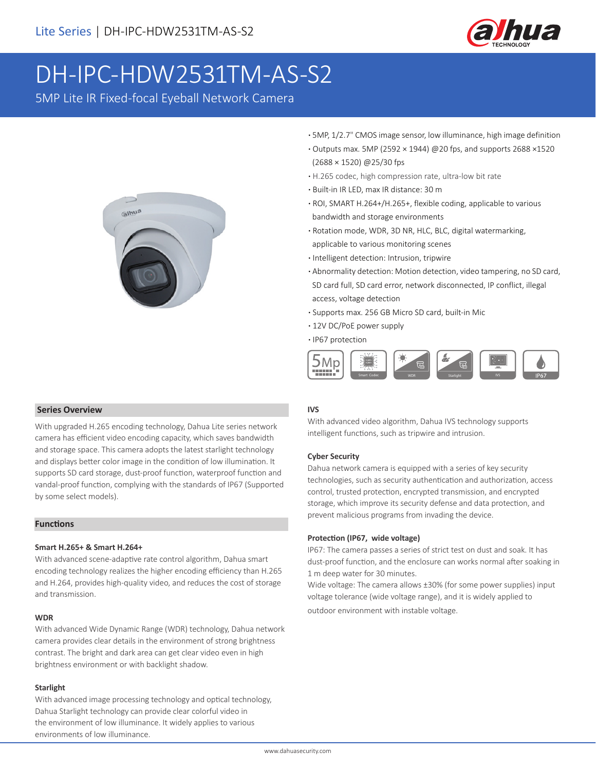Lite Series | DH-IPC-HDW2531TM-AS-S2

# DH-IPC-HDW2531TM-AS-S2

5MP Lite IR Fixed-focal Eyeball Network Camera

- 5MP, 1/2.7" CMOS image sensor, low illuminance, high image definition
- Outputs max. 5MP (2592 × 1944) @20 fps, and supports 2688 ×1520 (2688 × 1520) @25/30 fps
- H.265 codec, high compression rate, ultra-low bit rate
- Built-in IR LED, max IR distance: 30 m
- ROI, SMART H.264+/H.265+, flexible coding, applicable to various bandwidth and storage environments
- Rotation mode, WDR, 3D NR, HLC, BLC, digital watermarking, applicable to various monitoring scenes
- Intelligent detection: Intrusion, tripwire
- Abnormality detection: Motion detection, video tampering, no SD card, SD card full, SD card error, network disconnected, IP conflict, illegal access, voltage detection
- Supports max. 256 GB Micro SD card, built-in Mic
- 12V DC/PoE power supply
- IP67 protection

## Series Overview

With upgraded H.265 encoding technology, Dahua Lite series network camera has efficient video encoding capacity, which saves bandwidth and storage space. This camera adopts the latest starlight technology and displays better color image in the condition of low illumination. It supports SD card storage, dust-proof function, waterproof function and vandal-proof function, complying with the standards of IP67 (Supported by some select models).

## Functions

### Smart H.265+ & Smart H.264+

With advanced scene-adaptive rate control algorithm, Dahua smart encoding technology realizes the higher encoding efficiency than H.265 and H.264, provides high-quality video, and reduces the cost of storage and transmission.

### WDR

With advanced Wide Dynamic Range (WDR) technology, Dahua network camera provides clear details in the environment of strong brightness contrast. The bright and dark area can get clear video even in high brightness environment or with backlight shadow.

### Starlight

With advanced image processing technology and optical technology, Dahua Starlight technology can provide clear colorful video in the environment of low illuminance. It widely applies to various environments of low illuminance.

### IVS

With advanced video algorithm, Dahua IVS technology supports intelligent functions, such as tripwire and intrusion.

### Cyber Security

Dahua network camera is equipped with a series of key security technologies, such as security authentication and authorization, access control, trusted protection, encrypted transmission, and encrypted storage, which improve its security defense and data protection, and prevent malicious programs from invading the device.

### Protection (IP67, wide voltage)

IP67: The camera passes a series of strict test on dust and soak. It has dust-proof function, and the enclosure can works normal after soaking in 1 m deep water for 30 minutes.

Wide voltage: The camera allows ±30% (for some power supplies) input voltage tolerance (wide voltage range), and it is widely applied to outdoor environment with instable voltage.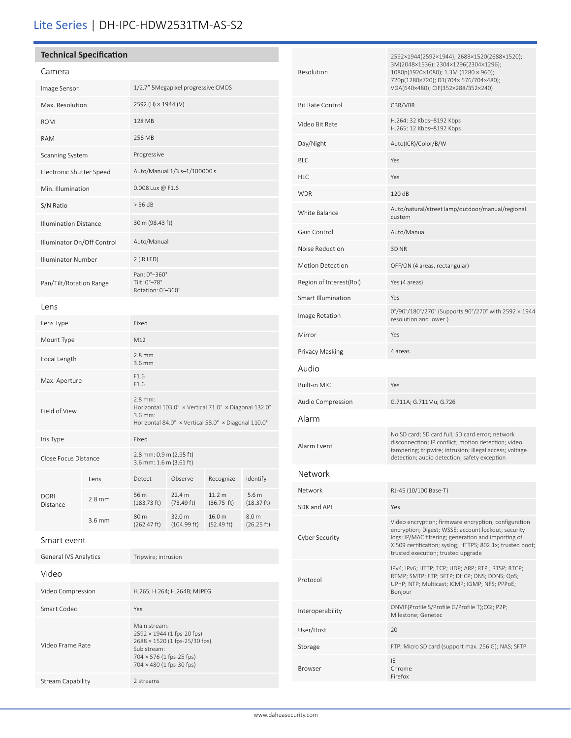# Lite Series | DH-IPC-HDW2531TM-AS-S2

## Technical Specification

### Camera

| | |
|---|---|
| Image Sensor | 1/2.7" 5Megapixel progressive CMOS |
| Max. Resolution | 2592 (H) × 1944 (V) |
| ROM | 128 MB |
| RAM | 256 MB |
| Scanning System | Progressive |
| Electronic Shutter Speed | Auto/Manual 1/3 s–1/100000 s |
| Min. Illumination | 0.008 Lux @ F1.6 |
| S/N Ratio | > 56 dB |
| Illumination Distance | 30 m (98.43 ft) |
| Illuminator On/Off Control | Auto/Manual |
| Illuminator Number | 2 (IR LED) |
| Pan/Tilt/Rotation Range | Pan: 0°–360°<br>Tilt: 0°–78°<br>Rotation: 0°–360° |

### Lens

| | |
|---|---|
| Lens Type | Fixed |
| Mount Type | M12 |
| Focal Length | 2.8 mm<br>3.6 mm |
| Max. Aperture | F1.6<br>F1.6 |
| Field of View | 2.8 mm:<br>Horizontal 103.0° × Vertical 71.0° × Diagonal 132.0°<br>3.6 mm:<br>Horizontal 84.0° × Vertical 58.0° × Diagonal 110.0° |
| Iris Type | Fixed |
| Close Focus Distance | 2.8 mm: 0.9 m (2.95 ft)<br>3.6 mm: 1.6 m (3.61 ft) |

| DORI Distance | Lens | Detect | Observe | Recognize | Identify |
|---|---|---|---|---|---|
| | 2.8 mm | 56 m (183.73 ft) | 22.4 m (73.49 ft) | 11.2 m (36.75 ft) | 5.6 m (18.37 ft) |
| | 3.6 mm | 80 m (262.47 ft) | 32.0 m (104.99 ft) | 16.0 m (52.49 ft) | 8.0 m (26.25 ft) |

### Smart event

| | |
|---|---|
| General IVS Analytics | Tripwire; intrusion |

### Video

| | |
|---|---|
| Video Compression | H.265; H.264; H.264B; MJPEG |
| Smart Codec | Yes |
| Video Frame Rate | Main stream:<br>2592 × 1944 (1 fps-20 fps)<br>2688 × 1520 (1 fps-25/30 fps)<br>Sub stream:<br>704 × 576 (1 fps-25 fps)<br>704 × 480 (1 fps-30 fps) |
| Stream Capability | 2 streams |
| Resolution | 2592×1944(2592×1944); 2688×1520(2688×1520); 3M(2048×1536); 2304×1296(2304×1296); 1080p(1920×1080); 1.3M (1280 × 960); 720p(1280×720); D1(704× 576/704×480); VGA(640×480); CIF(352×288/352×240) |
| Bit Rate Control | CBR/VBR |
| Video Bit Rate | H.264: 32 Kbps–8192 Kbps<br>H.265: 12 Kbps–8192 Kbps |
| Day/Night | Auto(ICR)/Color/B/W |
| BLC | Yes |
| HLC | Yes |
| WDR | 120 dB |
| White Balance | Auto/natural/street lamp/outdoor/manual/regional custom |
| Gain Control | Auto/Manual |
| Noise Reduction | 3D NR |
| Motion Detection | OFF/ON (4 areas, rectangular) |
| Region of Interest(RoI) | Yes (4 areas) |
| Smart Illumination | Yes |
| Image Rotation | 0°/90°/180°/270° (Supports 90°/270° with 2592 × 1944 resolution and lower.) |
| Mirror | Yes |
| Privacy Masking | 4 areas |

### Audio

| | |
|---|---|
| Built-in MIC | Yes |
| Audio Compression | G.711A; G.711Mu; G.726 |

### Alarm

| | |
|---|---|
| Alarm Event | No SD card; SD card full; SD card error; network disconnection; IP conflict; motion detection; video tampering; tripwire; intrusion; illegal access; voltage detection; audio detection; safety exception |

### Network

| | |
|---|---|
| Network | RJ-45 (10/100 Base-T) |
| SDK and API | Yes |
| Cyber Security | Video encryption; firmware encryption; configuration encryption; Digest; WSSE; account lockout; security logs; IP/MAC filtering; generation and importing of X.509 certification; syslog; HTTPS; 802.1x; trusted boot; trusted execution; trusted upgrade |
| Protocol | IPv4; IPv6; HTTP; TCP; UDP; ARP; RTP ; RTSP; RTCP; RTMP; SMTP; FTP; SFTP; DHCP; DNS; DDNS; QoS; UPnP; NTP; Multicast; ICMP; IGMP; NFS; PPPoE; Bonjour |
| Interoperability | ONVIF(Profile S/Profile G/Profile T);CGI; P2P; Milestone; Genetec |
| User/Host | 20 |
| Storage | FTP; Micro SD card (support max. 256 G); NAS; SFTP |
| Browser | IE<br>Chrome<br>Firefox |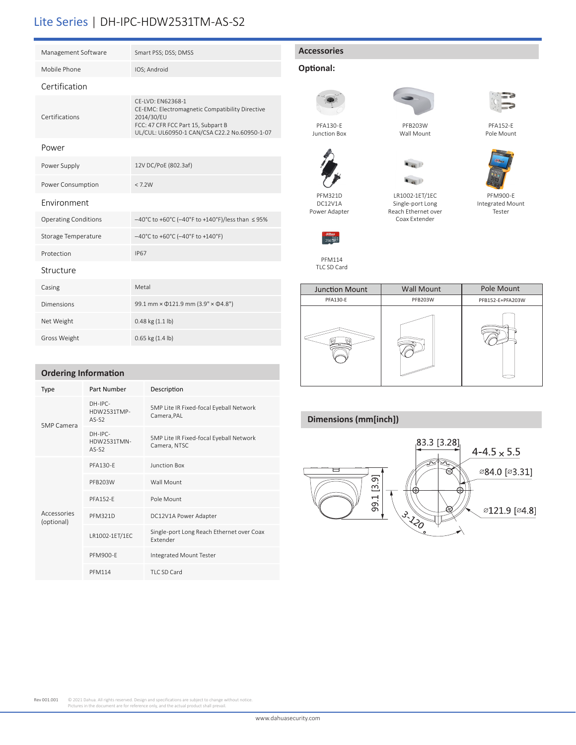# Lite Series | DH-IPC-HDW2531TM-AS-S2

| | |
|---|---|
| Management Software | Smart PSS; DSS; DMSS |
| Mobile Phone | IOS; Android |

### Certification

| | |
|---|---|
| Certifications | CE-LVD: EN62368-1<br>CE-EMC: Electromagnetic Compatibility Directive 2014/30/EU<br>FCC: 47 CFR FCC Part 15, Subpart B<br>UL/CUL: UL60950-1 CAN/CSA C22.2 No.60950-1-07 |

### Power

| | |
|---|---|
| Power Supply | 12V DC/PoE (802.3af) |
| Power Consumption | < 7.2W |

### Environment

| | |
|---|---|
| Operating Conditions | –40°C to +60°C (–40°F to +140°F)/less than ≤ 95% |
| Storage Temperature | –40°C to +60°C (–40°F to +140°F) |
| Protection | IP67 |

### Structure

| | |
|---|---|
| Casing | Metal |
| Dimensions | 99.1 mm × Φ121.9 mm (3.9" × Φ4.8") |
| Net Weight | 0.48 kg (1.1 lb) |
| Gross Weight | 0.65 kg (1.4 lb) |

## Ordering Information

| Type | Part Number | Description |
|---|---|---|
| 5MP Camera | DH-IPC-HDW2531TMP-AS-S2 | 5MP Lite IR Fixed-focal Eyeball Network Camera,PAL |
| | DH-IPC-HDW2531TMN-AS-S2 | 5MP Lite IR Fixed-focal Eyeball Network Camera, NTSC |
| Accessories (optional) | PFA130-E | Junction Box |
| | PFB203W | Wall Mount |
| | PFA152-E | Pole Mount |
| | PFM321D | DC12V1A Power Adapter |
| | LR1002-1ET/1EC | Single-port Long Reach Ethernet over Coax Extender |
| | PFM900-E | Integrated Mount Tester |
| | PFM114 | TLC SD Card |

## Accessories

**Optional:**

PFA130-E Junction Box

PFB203W Wall Mount

PFA152-E Pole Mount

PFM321D DC12V1A Power Adapter

LR1002-1ET/1EC Single-port Long Reach Ethernet over Coax Extender

PFM900-E Integrated Mount Tester

PFM114 TLC SD Card

| Junction Mount | Wall Mount | Pole Mount |
|---|---|---|
| PFA130-E | PFB203W | PFB152-E+PFA203W |

## Dimensions (mm[inch])

83.3 [3.28]

4-4.5 × 5.5

⌀84.0 [⌀3.31]

99.1 [3.9]

3-120°

⌀121.9 [⌀4.8]

Rev 001.001 © 2021 Dahua. All rights reserved. Design and specifications are subject to change without notice. Pictures in the document are for reference only, and the actual product shall prevail.

www.dahuasecurity.com